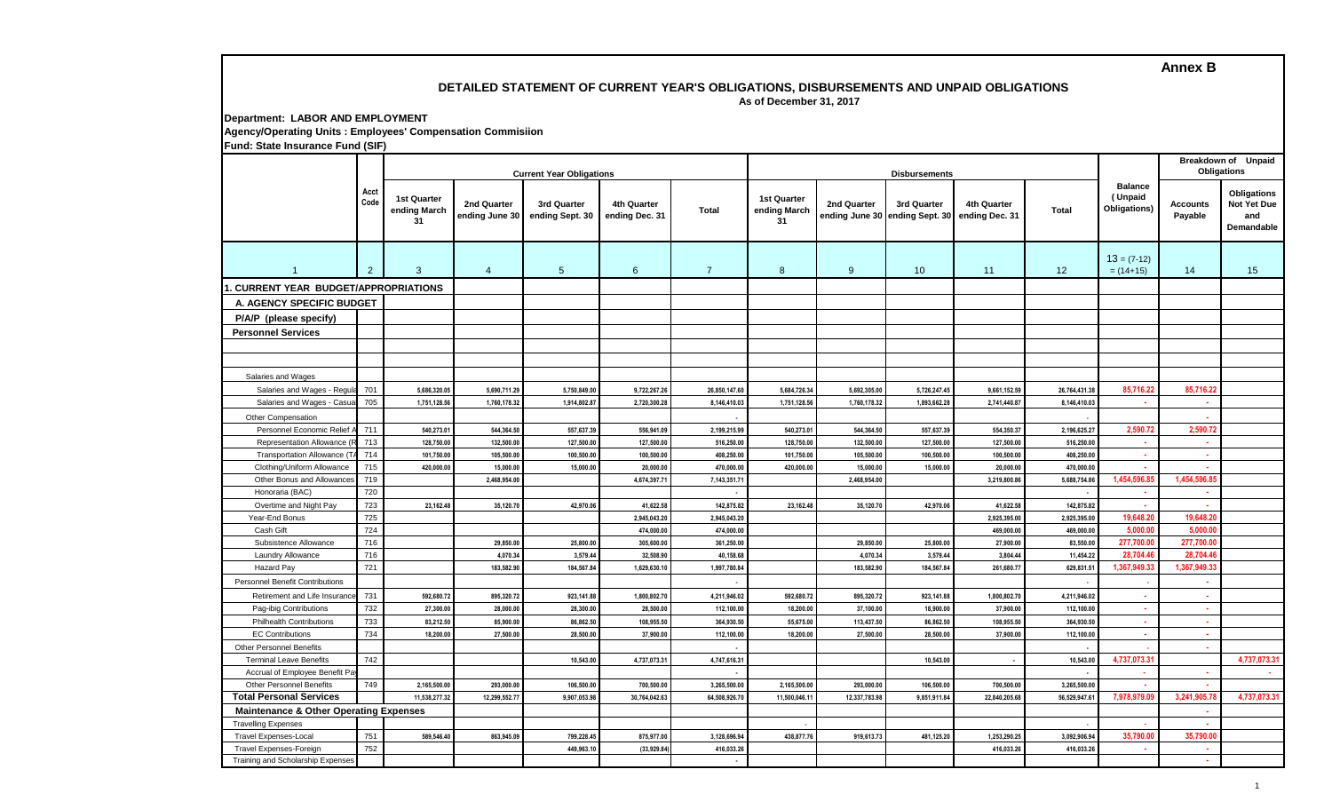**Annex B**

# DETAILED STATEMENT OF CURRENT YEAR'S OBLIGATIONS, DISBURSEMENTS AND UNPAID OBLIGATIONS

As of December 31, 2017

**Department: LABOR AND EMPLOYMENT**
**Agency/Operating Units : Employees' Compensation Commisiion**
**Fund: State Insurance Fund (SIF)**

| | Acct Code | Current Year Obligations | | | | | Disbursements | | | | | Balance (Unpaid Obligations) | Breakdown of Unpaid Obligations | |
|---|---|---|---|---|---|---|---|---|---|---|---|---|---|---|
| | | 1st Quarter ending March 31 | 2nd Quarter ending June 30 | 3rd Quarter ending Sept. 30 | 4th Quarter ending Dec. 31 | Total | 1st Quarter ending March 31 | 2nd Quarter ending June 30 | 3rd Quarter ending Sept. 30 | 4th Quarter ending Dec. 31 | Total | | Accounts Payable | Obligations Not Yet Due and Demandable |
| 1 | 2 | 3 | 4 | 5 | 6 | 7 | 8 | 9 | 10 | 11 | 12 | 13 = (7-12) = (14+15) | 14 | 15 |
| 1. CURRENT YEAR BUDGET/APPROPRIATIONS | | | | | | | | | | | | | | |
| A. AGENCY SPECIFIC BUDGET | | | | | | | | | | | | | | |
| P/A/P (please specify) | | | | | | | | | | | | | | |
| **Personnel Services** | | | | | | | | | | | | | | |
| Salaries and Wages | | | | | | | | | | | | | | |
| Salaries and Wages - Regula | 701 | 5,686,320.05 | 5,690,711.29 | 5,750,849.00 | 9,722,267.26 | 26,850,147.60 | 5,684,726.34 | 5,692,305.00 | 5,726,247.45 | 9,661,152.59 | 26,764,431.38 | 85,716.22 | 85,716.22 | |
| Salaries and Wages - Casua | 705 | 1,751,128.56 | 1,760,178.32 | 1,914,802.87 | 2,720,300.28 | 8,146,410.03 | 1,751,128.56 | 1,760,178.32 | 1,893,662.28 | 2,741,440.87 | 8,146,410.03 | - | - | |
| Other Compensation | | | | | | - | | | | | - | | - | |
| Personnel Economic Relief A | 711 | 540,273.01 | 544,364.50 | 557,637.39 | 556,941.09 | 2,199,215.99 | 540,273.01 | 544,364.50 | 557,637.39 | 554,350.37 | 2,196,625.27 | 2,590.72 | 2,590.72 | |
| Representation Allowance (R | 713 | 128,750.00 | 132,500.00 | 127,500.00 | 127,500.00 | 516,250.00 | 128,750.00 | 132,500.00 | 127,500.00 | 127,500.00 | 516,250.00 | - | - | |
| Transportation Allowance (TA | 714 | 101,750.00 | 105,500.00 | 100,500.00 | 100,500.00 | 408,250.00 | 101,750.00 | 105,500.00 | 100,500.00 | 100,500.00 | 408,250.00 | - | - | |
| Clothing/Uniform Allowance | 715 | 420,000.00 | 15,000.00 | 15,000.00 | 20,000.00 | 470,000.00 | 420,000.00 | 15,000.00 | 15,000.00 | 20,000.00 | 470,000.00 | - | - | |
| Other Bonus and Allowances | 719 | | 2,468,954.00 | | 4,674,397.71 | 7,143,351.71 | | 2,468,954.00 | | 3,219,800.86 | 5,688,754.86 | 1,454,596.85 | 1,454,596.85 | |
| Honoraria (BAC) | 720 | | | | | - | | | | | - | - | - | |
| Overtime and Night Pay | 723 | 23,162.48 | 35,120.70 | 42,970.06 | 41,622.58 | 142,875.82 | 23,162.48 | 35,120.70 | 42,970.06 | 41,622.58 | 142,875.82 | - | - | |
| Year-End Bonus | 725 | | | | 2,945,043.20 | 2,945,043.20 | | | | 2,925,395.00 | 2,925,395.00 | 19,648.20 | 19,648.20 | |
| Cash Gift | 724 | | | | 474,000.00 | 474,000.00 | | | | 469,000.00 | 469,000.00 | 5,000.00 | 5,000.00 | |
| Subsistence Allowance | 716 | | 29,850.00 | 25,800.00 | 305,600.00 | 361,250.00 | | 29,850.00 | 25,800.00 | 27,900.00 | 83,550.00 | 277,700.00 | 277,700.00 | |
| Laundry Allowance | 716 | | 4,070.34 | 3,579.44 | 32,508.90 | 40,158.68 | | 4,070.34 | 3,579.44 | 3,804.44 | 11,454.22 | 28,704.46 | 28,704.46 | |
| Hazard Pay | 721 | | 183,582.90 | 184,567.84 | 1,629,630.10 | 1,997,780.84 | | 183,582.90 | 184,567.84 | 261,680.77 | 629,831.51 | 1,367,949.33 | 1,367,949.33 | |
| Personnel Benefit Contributions | | | | | | - | | | | | - | | - | |
| Retirement and Life Insurance | 731 | 592,680.72 | 895,320.72 | 923,141.88 | 1,800,802.70 | 4,211,946.02 | 592,680.72 | 895,320.72 | 923,141.88 | 1,800,802.70 | 4,211,946.02 | - | - | |
| Pag-ibig Contributions | 732 | 27,300.00 | 28,000.00 | 28,300.00 | 28,500.00 | 112,100.00 | 18,200.00 | 37,100.00 | 18,900.00 | 37,900.00 | 112,100.00 | - | - | |
| Philhealth Contributions | 733 | 83,212.50 | 85,900.00 | 86,862.50 | 108,955.50 | 364,930.50 | 55,675.00 | 113,437.50 | 86,862.50 | 108,955.50 | 364,930.50 | - | - | |
| EC Contributions | 734 | 18,200.00 | 27,500.00 | 28,500.00 | 37,900.00 | 112,100.00 | 18,200.00 | 27,500.00 | 28,500.00 | 37,900.00 | 112,100.00 | - | - | |
| Other Personnel Benefits | | | | | | - | | | | | - | | - | |
| Terminal Leave Benefits | 742 | | | 10,543.00 | 4,737,073.31 | 4,747,616.31 | | | 10,543.00 | - | 10,543.00 | 4,737,073.31 | | 4,737,073.31 |
| Accrual of Employee Benefit Pay | | | | | | - | | | | | - | - | - | - |
| Other Personnel Benefits | 749 | 2,165,500.00 | 293,000.00 | 106,500.00 | 700,500.00 | 3,265,500.00 | 2,165,500.00 | 293,000.00 | 106,500.00 | 700,500.00 | 3,265,500.00 | - | - | |
| **Total Personal Services** | | 11,538,277.32 | 12,299,552.77 | 9,907,053.98 | 30,764,042.63 | 64,508,926.70 | 11,500,046.11 | 12,337,783.98 | 9,851,911.84 | 22,840,205.68 | 56,529,947.61 | 7,978,979.09 | 3,241,905.78 | 4,737,073.31 |
| **Maintenance & Other Operating Expenses** | | | | | | | | | | | | | - | |
| Travelling Expenses | | | | | | | - | | | | - | - | - | |
| Travel Expenses-Local | 751 | 589,546.40 | 863,945.09 | 799,228.45 | 875,977.00 | 3,128,696.94 | 438,877.76 | 919,613.73 | 481,125.20 | 1,253,290.25 | 3,092,906.94 | 35,790.00 | 35,790.00 | |
| Travel Expenses-Foreign | 752 | | | 449,963.10 | (33,929.84) | 416,033.26 | | | | 416,033.26 | 416,033.26 | - | - | |
| Training and Scholarship Expenses | | | | | | - | | | | | | | - | |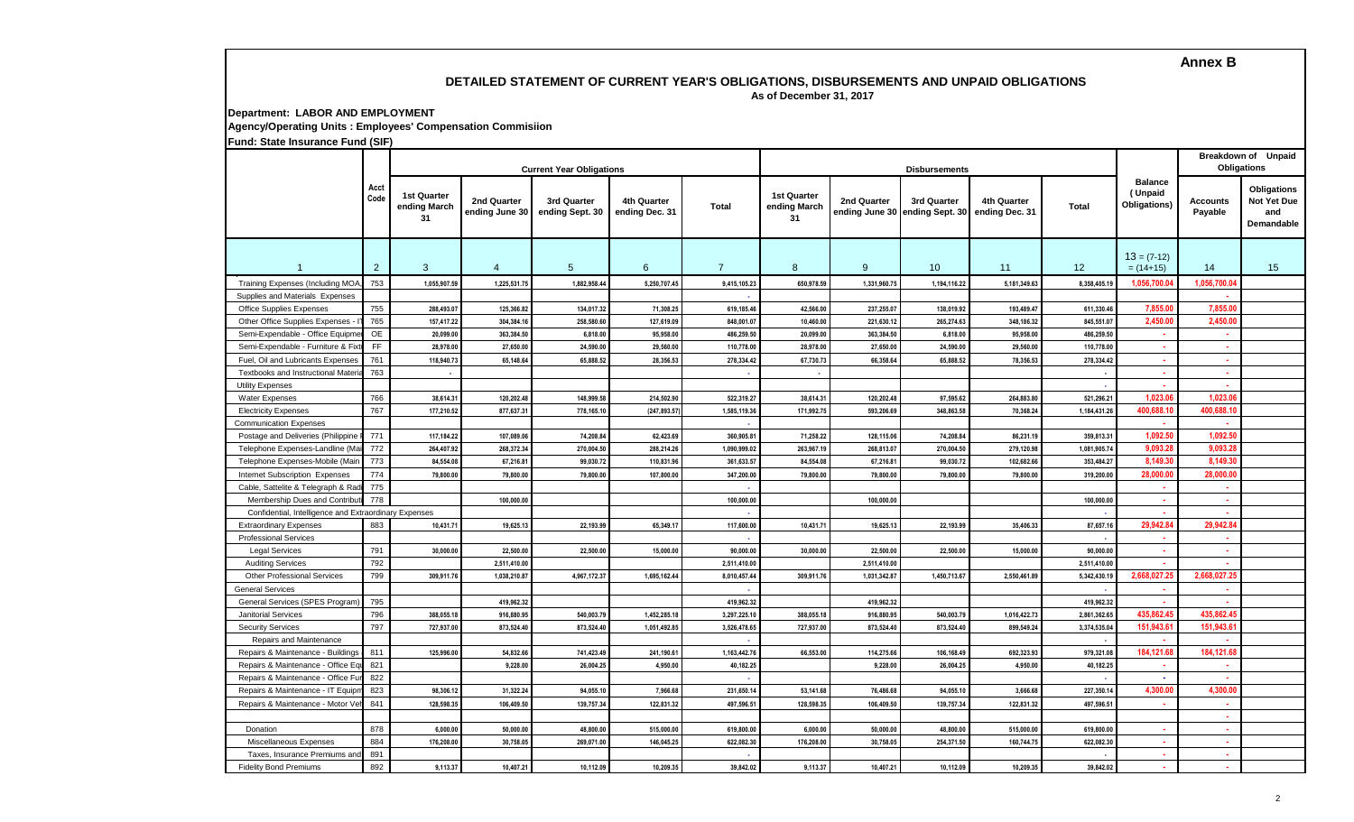**Annex B**

# DETAILED STATEMENT OF CURRENT YEAR'S OBLIGATIONS, DISBURSEMENTS AND UNPAID OBLIGATIONS

As of December 31, 2017

**Department: LABOR AND EMPLOYMENT**

**Agency/Operating Units : Employees' Compensation Commisiion**

**Fund: State Insurance Fund (SIF)**

| | Acct Code | Current Year Obligations | | | | | Disbursements | | | | | Balance (Unpaid Obligations) | Breakdown of Unpaid Obligations | |
|---|---|---|---|---|---|---|---|---|---|---|---|---|---|---|
| | | 1st Quarter ending March 31 | 2nd Quarter ending June 30 | 3rd Quarter ending Sept. 30 | 4th Quarter ending Dec. 31 | Total | 1st Quarter ending March 31 | 2nd Quarter ending June 30 | 3rd Quarter ending Sept. 30 | 4th Quarter ending Dec. 31 | Total | | Accounts Payable | Obligations Not Yet Due and Demandable |
| 1 | 2 | 3 | 4 | 5 | 6 | 7 | 8 | 9 | 10 | 11 | 12 | 13 = (7-12) = (14+15) | 14 | 15 |
| Training Expenses (Including MOA, | 753 | 1,055,907.59 | 1,225,531.75 | 1,882,958.44 | 5,250,707.45 | 9,415,105.23 | 650,978.59 | 1,331,960.75 | 1,194,116.22 | 5,181,349.63 | 8,358,405.19 | 1,056,700.04 | 1,056,700.04 | |
| Supplies and Materials Expenses | | | | | | - | | | | | | | - | |
| Office Supplies Expenses | 755 | 288,493.07 | 125,366.82 | 134,017.32 | 71,308.25 | 619,185.46 | 42,566.00 | 237,255.07 | 138,019.92 | 193,489.47 | 611,330.46 | 7,855.00 | 7,855.00 | |
| Other Office Supplies Expenses - I | 765 | 157,417.22 | 304,384.16 | 258,580.60 | 127,619.09 | 848,001.07 | 10,460.00 | 221,630.12 | 265,274.63 | 348,186.32 | 845,551.07 | 2,450.00 | 2,450.00 | |
| Semi-Expendable - Office Equipme | OE | 20,099.00 | 363,384.50 | 6,818.00 | 95,958.00 | 486,259.50 | 20,099.00 | 363,384.50 | 6,818.00 | 95,958.00 | 486,259.50 | - | - | |
| Semi-Expendable - Furniture & Fixt | FF | 28,978.00 | 27,650.00 | 24,590.00 | 29,560.00 | 110,778.00 | 28,978.00 | 27,650.00 | 24,590.00 | 29,560.00 | 110,778.00 | - | - | |
| Fuel, Oil and Lubricants Expenses | 761 | 118,940.73 | 65,148.64 | 65,888.52 | 28,356.53 | 278,334.42 | 67,730.73 | 66,358.64 | 65,888.52 | 78,356.53 | 278,334.42 | - | - | |
| Textbooks and Instructional Materia | 763 | - | | | | - | - | | | | - | - | - | |
| Utility Expenses | | | | | | | | | | | - | - | - | |
| Water Expenses | 766 | 38,614.31 | 120,202.48 | 148,999.58 | 214,502.90 | 522,319.27 | 38,614.31 | 120,202.48 | 97,595.62 | 264,883.80 | 521,296.21 | 1,023.06 | 1,023.06 | |
| Electricity Expenses | 767 | 177,210.52 | 877,637.31 | 778,165.10 | (247,893.57) | 1,585,119.36 | 171,992.75 | 593,206.69 | 348,863.58 | 70,368.24 | 1,184,431.26 | 400,688.10 | 400,688.10 | |
| Communication Expenses | | | | | | - | | | | | | - | - | |
| Postage and Deliveries (Philippine | 771 | 117,184.22 | 107,089.06 | 74,208.84 | 62,423.69 | 360,905.81 | 71,258.22 | 128,115.06 | 74,208.84 | 86,231.19 | 359,813.31 | 1,092.50 | 1,092.50 | |
| Telephone Expenses-Landline (Mai | 772 | 264,407.92 | 268,372.34 | 270,004.50 | 288,214.26 | 1,090,999.02 | 263,967.19 | 268,813.07 | 270,004.50 | 279,120.98 | 1,081,905.74 | 9,093.28 | 9,093.28 | |
| Telephone Expenses-Mobile (Main | 773 | 84,554.08 | 67,216.81 | 99,030.72 | 110,831.96 | 361,633.57 | 84,554.08 | 67,216.81 | 99,030.72 | 102,682.66 | 353,484.27 | 8,149.30 | 8,149.30 | |
| Internet Subscription Expenses | 774 | 79,800.00 | 79,800.00 | 79,800.00 | 107,800.00 | 347,200.00 | 79,800.00 | 79,800.00 | 79,800.00 | 79,800.00 | 319,200.00 | 28,000.00 | 28,000.00 | |
| Cable, Sattelite & Telegraph & Radi | 775 | | | | | - | | | | | | - | - | |
| Membership Dues and Contributi | 778 | | 100,000.00 | | | 100,000.00 | | 100,000.00 | | | 100,000.00 | - | - | |
| Confidential, Intelligence and Extraordinary Expenses | | | | | | - | | | | | - | - | - | |
| Extraordinary Expenses | 883 | 10,431.71 | 19,625.13 | 22,193.99 | 65,349.17 | 117,600.00 | 10,431.71 | 19,625.13 | 22,193.99 | 35,406.33 | 87,657.16 | 29,942.84 | 29,942.84 | |
| Professional Services | | | | | | - | | | | | - | - | - | |
| Legal Services | 791 | 30,000.00 | 22,500.00 | 22,500.00 | 15,000.00 | 90,000.00 | 30,000.00 | 22,500.00 | 22,500.00 | 15,000.00 | 90,000.00 | - | - | |
| Auditing Services | 792 | | 2,511,410.00 | | | 2,511,410.00 | | 2,511,410.00 | | | 2,511,410.00 | - | - | |
| Other Professional Services | 799 | 309,911.76 | 1,038,210.87 | 4,967,172.37 | 1,695,162.44 | 8,010,457.44 | 309,911.76 | 1,031,342.87 | 1,450,713.67 | 2,550,461.89 | 5,342,430.19 | 2,668,027.25 | 2,668,027.25 | |
| General Services | | | | | | - | | | | | - | - | - | |
| General Services (SPES Program) | 795 | | 419,962.32 | | | 419,962.32 | | 419,962.32 | | | 419,962.32 | - | - | |
| Janitorial Services | 796 | 388,055.18 | 916,880.95 | 540,003.79 | 1,452,285.18 | 3,297,225.10 | 388,055.18 | 916,880.95 | 540,003.79 | 1,016,422.73 | 2,861,362.65 | 435,862.45 | 435,862.45 | |
| Security Services | 797 | 727,937.00 | 873,524.40 | 873,524.40 | 1,051,492.85 | 3,526,478.65 | 727,937.00 | 873,524.40 | 873,524.40 | 899,549.24 | 3,374,535.04 | 151,943.61 | 151,943.61 | |
| Repairs and Maintenance | | | | | | - | | | | | - | - | - | |
| Repairs & Maintenance - Buildings | 811 | 125,996.00 | 54,832.66 | 741,423.49 | 241,190.61 | 1,163,442.76 | 66,553.00 | 114,275.66 | 106,168.49 | 692,323.93 | 979,321.08 | 184,121.68 | 184,121.68 | |
| Repairs & Maintenance - Office Eq | 821 | | 9,228.00 | 26,004.25 | 4,950.00 | 40,182.25 | | 9,228.00 | 26,004.25 | 4,950.00 | 40,182.25 | - | - | |
| Repairs & Maintenance - Office Fur | 822 | | | | | - | | | | | - | - | - | |
| Repairs & Maintenance - IT Equipm | 823 | 98,306.12 | 31,322.24 | 94,055.10 | 7,966.68 | 231,650.14 | 53,141.68 | 76,486.68 | 94,055.10 | 3,666.68 | 227,350.14 | 4,300.00 | 4,300.00 | |
| Repairs & Maintenance - Motor Veh | 841 | 128,598.35 | 106,409.50 | 139,757.34 | 122,831.32 | 497,596.51 | 128,598.35 | 106,409.50 | 139,757.34 | 122,831.32 | 497,596.51 | - | - | |
| | | | | | | | | | | | | | - | |
| Donation | 878 | 6,000.00 | 50,000.00 | 48,800.00 | 515,000.00 | 619,800.00 | 6,000.00 | 50,000.00 | 48,800.00 | 515,000.00 | 619,800.00 | - | - | |
| Miscellaneous Expenses | 884 | 176,208.00 | 30,758.05 | 269,071.00 | 146,045.25 | 622,082.30 | 176,208.00 | 30,758.05 | 254,371.50 | 160,744.75 | 622,082.30 | - | - | |
| Taxes, Insurance Premiums and | 891 | | | | | - | | | | | - | - | - | |
| Fidelity Bond Premiums | 892 | 9,113.37 | 10,407.21 | 10,112.09 | 10,209.35 | 39,842.02 | 9,113.37 | 10,407.21 | 10,112.09 | 10,209.35 | 39,842.02 | - | - | |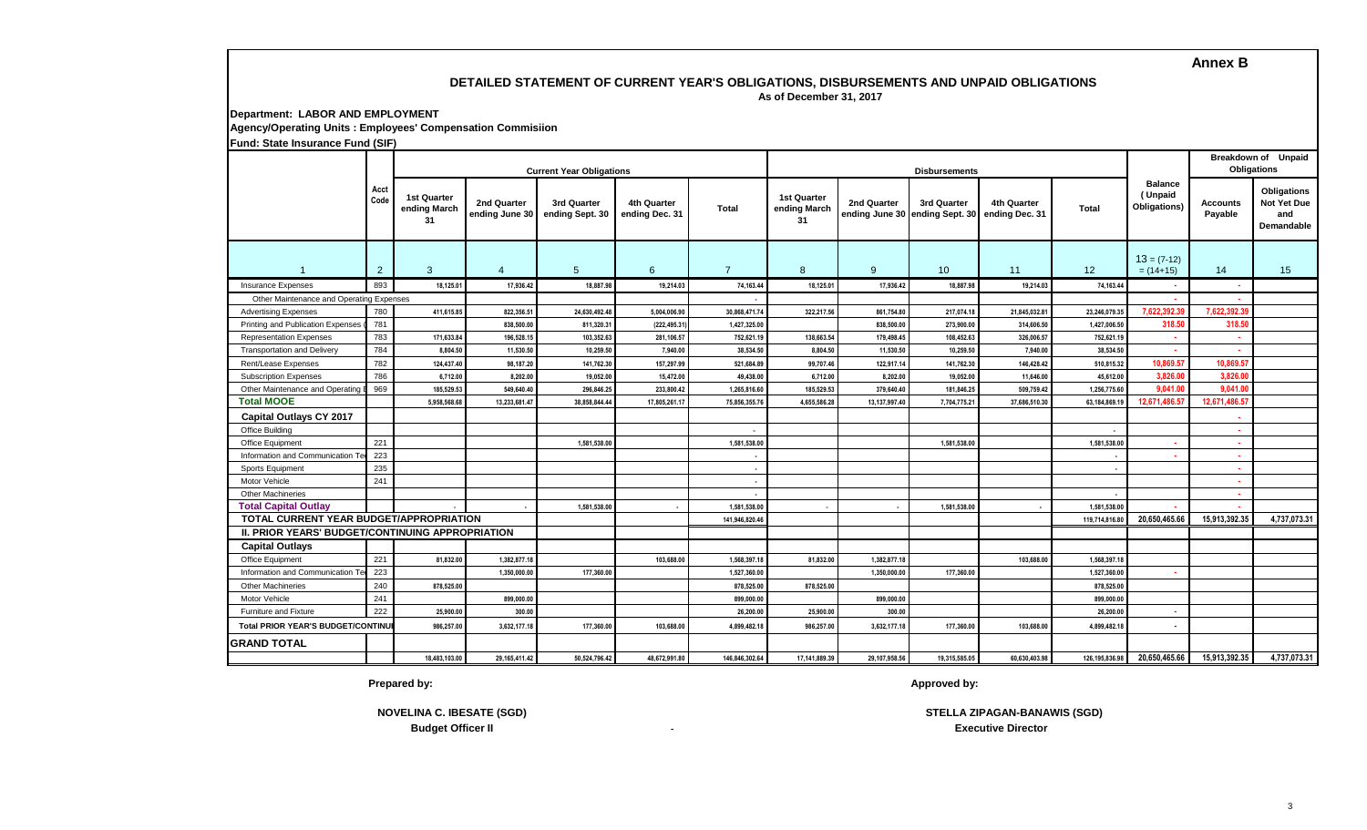**Annex B**

## DETAILED STATEMENT OF CURRENT YEAR'S OBLIGATIONS, DISBURSEMENTS AND UNPAID OBLIGATIONS

**As of December 31, 2017**

**Department: LABOR AND EMPLOYMENT**

**Agency/Operating Units : Employees' Compensation Commisiion**

**Fund: State Insurance Fund (SIF)**

| | Acct Code | Current Year Obligations | | | | | Disbursements | | | | | Balance (Unpaid Obligations) | Breakdown of Unpaid Obligations | |
|---|---|---|---|---|---|---|---|---|---|---|---|---|---|---|
| | | 1st Quarter ending March 31 | 2nd Quarter ending June 30 | 3rd Quarter ending Sept. 30 | 4th Quarter ending Dec. 31 | Total | 1st Quarter ending March 31 | 2nd Quarter ending June 30 | 3rd Quarter ending Sept. 30 | 4th Quarter ending Dec. 31 | Total | | Accounts Payable | Obligations Not Yet Due and Demandable |
| 1 | 2 | 3 | 4 | 5 | 6 | 7 | 8 | 9 | 10 | 11 | 12 | 13 = (7-12) = (14+15) | 14 | 15 |
| Insurance Expenses | 893 | 18,125.01 | 17,936.42 | 18,887.98 | 19,214.03 | 74,163.44 | 18,125.01 | 17,936.42 | 18,887.98 | 19,214.03 | 74,163.44 | - | - | |
| Other Maintenance and Operating Expenses | | | | | | - | | | | | | - | - | |
| Advertising Expenses | 780 | 411,615.85 | 822,356.51 | 24,630,492.48 | 5,004,006.90 | 30,868,471.74 | 322,217.56 | 861,754.80 | 217,074.18 | 21,845,032.81 | 23,246,079.35 | 7,622,392.39 | 7,622,392.39 | |
| Printing and Publication Expenses | 781 | | 838,500.00 | 811,320.31 | (222,495.31) | 1,427,325.00 | | 838,500.00 | 273,900.00 | 314,606.50 | 1,427,006.50 | 318.50 | 318.50 | |
| Representation Expenses | 783 | 171,633.84 | 196,528.15 | 103,352.63 | 281,106.57 | 752,621.19 | 138,663.54 | 179,498.45 | 108,452.63 | 326,006.57 | 752,621.19 | - | - | |
| Transportation and Delivery | 784 | 8,804.50 | 11,530.50 | 10,259.50 | 7,940.00 | 38,534.50 | 8,804.50 | 11,530.50 | 10,259.50 | 7,940.00 | 38,534.50 | - | - | |
| Rent/Lease Expenses | 782 | 124,437.40 | 98,187.20 | 141,762.30 | 157,297.99 | 521,684.89 | 99,707.46 | 122,917.14 | 141,762.30 | 146,428.42 | 510,815.32 | 10,869.57 | 10,869.57 | |
| Subscription Expenses | 786 | 6,712.00 | 8,202.00 | 19,052.00 | 15,472.00 | 49,438.00 | 6,712.00 | 8,202.00 | 19,052.00 | 11,646.00 | 45,612.00 | 3,826.00 | 3,826.00 | |
| Other Maintenance and Operating E | 969 | 185,529.53 | 549,640.40 | 296,846.25 | 233,800.42 | 1,265,816.60 | 185,529.53 | 379,640.40 | 181,846.25 | 509,759.42 | 1,256,775.60 | 9,041.00 | 9,041.00 | |
| **Total MOOE** | | 5,958,568.68 | 13,233,681.47 | 38,858,844.44 | 17,805,261.17 | 75,856,355.76 | 4,655,586.28 | 13,137,997.40 | 7,704,775.21 | 37,686,510.30 | 63,184,869.19 | 12,671,486.57 | 12,671,486.57 | |
| **Capital Outlays CY 2017** | | | | | | | | | | | | | - | |
| Office Building | | | | | | - | | | | | - | | - | |
| Office Equipment | 221 | | | 1,581,538.00 | | 1,581,538.00 | | | 1,581,538.00 | | 1,581,538.00 | - | - | |
| Information and Communication Te | 223 | | | | | - | | | | | - | - | - | |
| Sports Equipment | 235 | | | | | - | | | | | - | | - | |
| Motor Vehicle | 241 | | | | | - | | | | | | | - | |
| Other Machineries | | | | | | - | | | | | - | | - | |
| **Total Capital Outlay** | | - | - | 1,581,538.00 | - | 1,581,538.00 | - | - | 1,581,538.00 | - | 1,581,538.00 | - | - | |
| **TOTAL CURRENT YEAR BUDGET/APPROPRIATION** | | | | | | 141,946,820.46 | | | | | 119,714,816.80 | 20,650,465.66 | 15,913,392.35 | 4,737,073.31 |
| **II. PRIOR YEARS' BUDGET/CONTINUING APPROPRIATION** | | | | | | | | | | | | | | |
| **Capital Outlays** | | | | | | | | | | | | | | |
| Office Equipment | 221 | 81,832.00 | 1,382,877.18 | | 103,688.00 | 1,568,397.18 | 81,832.00 | 1,382,877.18 | | 103,688.00 | 1,568,397.18 | | | |
| Information and Communication Te | 223 | | 1,350,000.00 | 177,360.00 | | 1,527,360.00 | | 1,350,000.00 | 177,360.00 | | 1,527,360.00 | - | | |
| Other Machineries | 240 | 878,525.00 | | | | 878,525.00 | 878,525.00 | | | | 878,525.00 | | | |
| Motor Vehicle | 241 | | 899,000.00 | | | 899,000.00 | | 899,000.00 | | | 899,000.00 | | | |
| Furniture and Fixture | 222 | 25,900.00 | 300.00 | | | 26,200.00 | 25,900.00 | 300.00 | | | 26,200.00 | - | | |
| **Total PRIOR YEAR'S BUDGET/CONTINUI** | | 986,257.00 | 3,632,177.18 | 177,360.00 | 103,688.00 | 4,899,482.18 | 986,257.00 | 3,632,177.18 | 177,360.00 | 103,688.00 | 4,899,482.18 | - | | |
| **GRAND TOTAL** | | | | | | | | | | | | | | |
| | | 18,483,103.00 | 29,165,411.42 | 50,524,796.42 | 48,672,991.80 | 146,846,302.64 | 17,141,889.39 | 29,107,958.56 | 19,315,585.05 | 60,630,403.98 | 126,195,836.98 | 20,650,465.66 | 15,913,392.35 | 4,737,073.31 |

**Prepared by:**

**NOVELINA C. IBESATE (SGD)**
**Budget Officer II**

**Approved by:**

**STELLA ZIPAGAN-BANAWIS (SGD)**
**Executive Director**